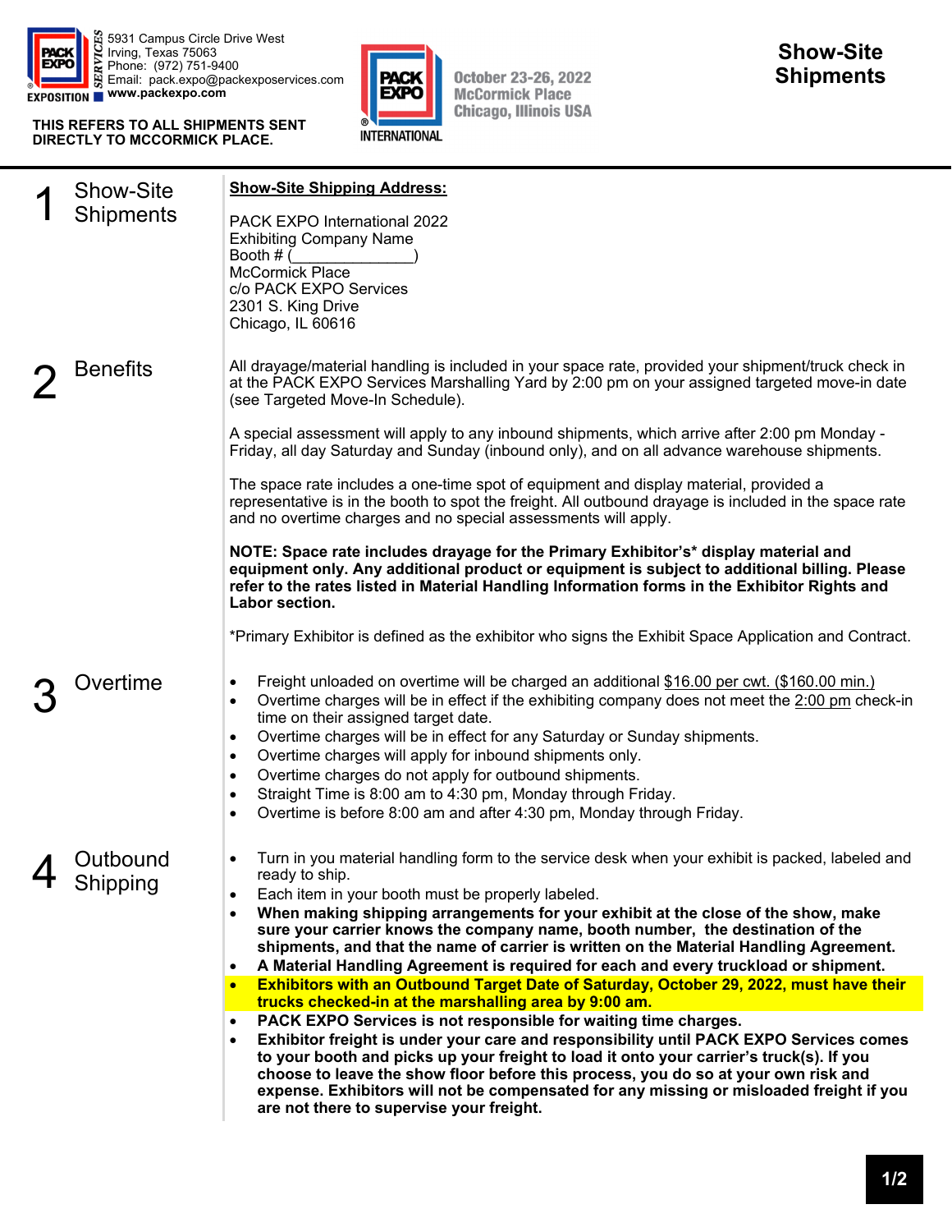5931 Campus Circle Drive West
Irving, Texas 75063
Phone: (972) 751-9400
Email: pack.expo@packexposervices.com
**www.packexpo.com**

**THIS REFERS TO ALL SHIPMENTS SENT DIRECTLY TO MCCORMICK PLACE.**

**October 23-26, 2022**
**McCormick Place**
**Chicago, Illinois USA**

# Show-Site Shipments

## 1 Show-Site Shipments

**Show-Site Shipping Address:**

PACK EXPO International 2022
Exhibiting Company Name
Booth # (_______________)
McCormick Place
c/o PACK EXPO Services
2301 S. King Drive
Chicago, IL 60616

## 2 Benefits

All drayage/material handling is included in your space rate, provided your shipment/truck check in at the PACK EXPO Services Marshalling Yard by 2:00 pm on your assigned targeted move-in date (see Targeted Move-In Schedule).

A special assessment will apply to any inbound shipments, which arrive after 2:00 pm Monday - Friday, all day Saturday and Sunday (inbound only), and on all advance warehouse shipments.

The space rate includes a one-time spot of equipment and display material, provided a representative is in the booth to spot the freight. All outbound drayage is included in the space rate and no overtime charges and no special assessments will apply.

**NOTE: Space rate includes drayage for the Primary Exhibitor's* display material and equipment only. Any additional product or equipment is subject to additional billing. Please refer to the rates listed in Material Handling Information forms in the Exhibitor Rights and Labor section.**

*Primary Exhibitor is defined as the exhibitor who signs the Exhibit Space Application and Contract.

## 3 Overtime

- Freight unloaded on overtime will be charged an additional $16.00 per cwt. ($160.00 min.)
- Overtime charges will be in effect if the exhibiting company does not meet the 2:00 pm check-in time on their assigned target date.
- Overtime charges will be in effect for any Saturday or Sunday shipments.
- Overtime charges will apply for inbound shipments only.
- Overtime charges do not apply for outbound shipments.
- Straight Time is 8:00 am to 4:30 pm, Monday through Friday.
- Overtime is before 8:00 am and after 4:30 pm, Monday through Friday.

## 4 Outbound Shipping

- Turn in you material handling form to the service desk when your exhibit is packed, labeled and ready to ship.
- Each item in your booth must be properly labeled.
- **When making shipping arrangements for your exhibit at the close of the show, make sure your carrier knows the company name, booth number, the destination of the shipments, and that the name of carrier is written on the Material Handling Agreement.**
- **A Material Handling Agreement is required for each and every truckload or shipment.**
- **Exhibitors with an Outbound Target Date of Saturday, October 29, 2022, must have their trucks checked-in at the marshalling area by 9:00 am.**
- **PACK EXPO Services is not responsible for waiting time charges.**
- **Exhibitor freight is under your care and responsibility until PACK EXPO Services comes to your booth and picks up your freight to load it onto your carrier's truck(s). If you choose to leave the show floor before this process, you do so at your own risk and expense. Exhibitors will not be compensated for any missing or misloaded freight if you are not there to supervise your freight.**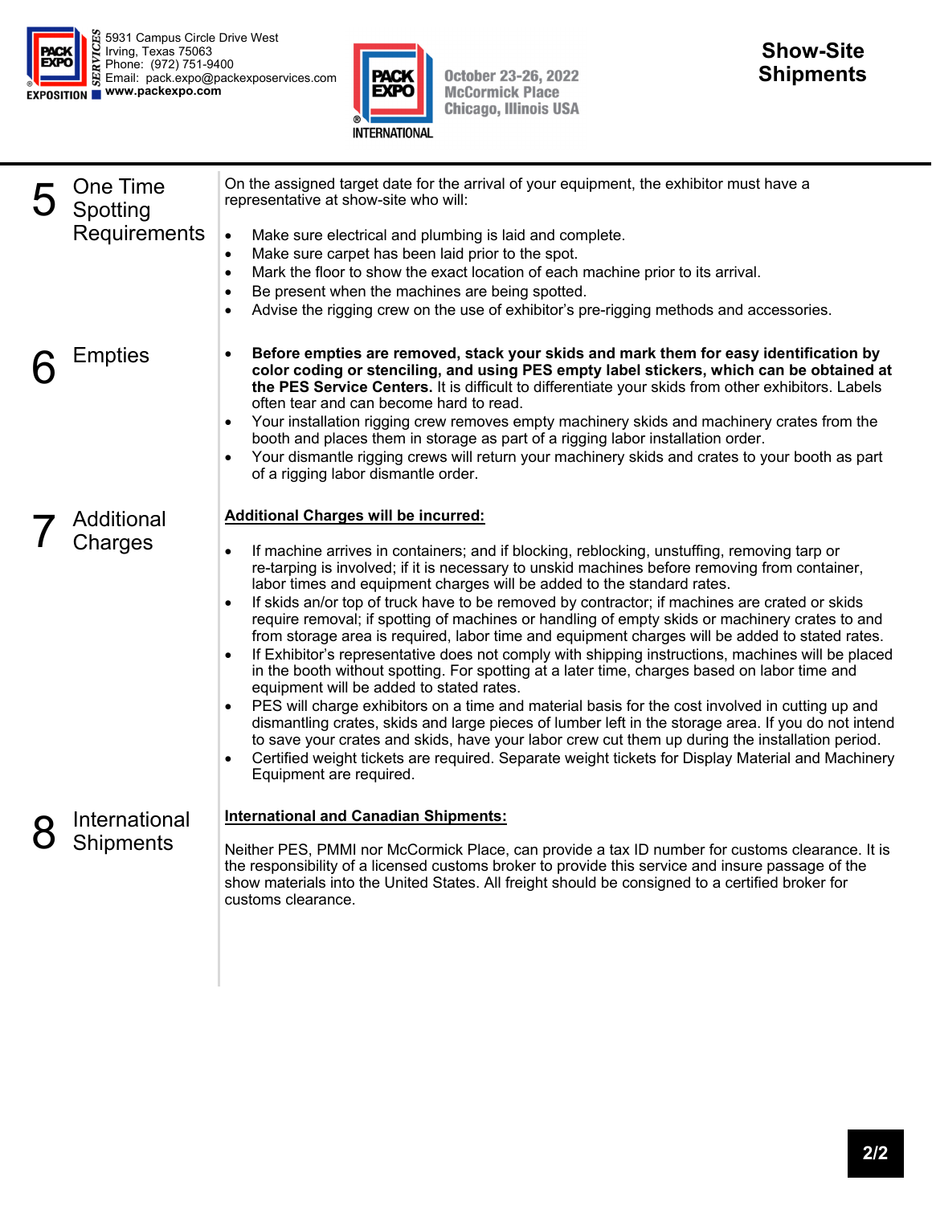# Show-Site Shipments

## 5 One Time Spotting Requirements

On the assigned target date for the arrival of your equipment, the exhibitor must have a representative at show-site who will:

- Make sure electrical and plumbing is laid and complete.
- Make sure carpet has been laid prior to the spot.
- Mark the floor to show the exact location of each machine prior to its arrival.
- Be present when the machines are being spotted.
- Advise the rigging crew on the use of exhibitor's pre-rigging methods and accessories.

## 6 Empties

- **Before empties are removed, stack your skids and mark them for easy identification by color coding or stenciling, and using PES empty label stickers, which can be obtained at the PES Service Centers.** It is difficult to differentiate your skids from other exhibitors. Labels often tear and can become hard to read.
- Your installation rigging crew removes empty machinery skids and machinery crates from the booth and places them in storage as part of a rigging labor installation order.
- Your dismantle rigging crews will return your machinery skids and crates to your booth as part of a rigging labor dismantle order.

## 7 Additional Charges

**Additional Charges will be incurred:**

- If machine arrives in containers; and if blocking, reblocking, unstuffing, removing tarp or re-tarping is involved; if it is necessary to unskid machines before removing from container, labor times and equipment charges will be added to the standard rates.
- If skids an/or top of truck have to be removed by contractor; if machines are crated or skids require removal; if spotting of machines or handling of empty skids or machinery crates to and from storage area is required, labor time and equipment charges will be added to stated rates.
- If Exhibitor's representative does not comply with shipping instructions, machines will be placed in the booth without spotting. For spotting at a later time, charges based on labor time and equipment will be added to stated rates.
- PES will charge exhibitors on a time and material basis for the cost involved in cutting up and dismantling crates, skids and large pieces of lumber left in the storage area. If you do not intend to save your crates and skids, have your labor crew cut them up during the installation period.
- Certified weight tickets are required. Separate weight tickets for Display Material and Machinery Equipment are required.

## 8 International Shipments

**International and Canadian Shipments:**

Neither PES, PMMI nor McCormick Place, can provide a tax ID number for customs clearance. It is the responsibility of a licensed customs broker to provide this service and insure passage of the show materials into the United States. All freight should be consigned to a certified broker for customs clearance.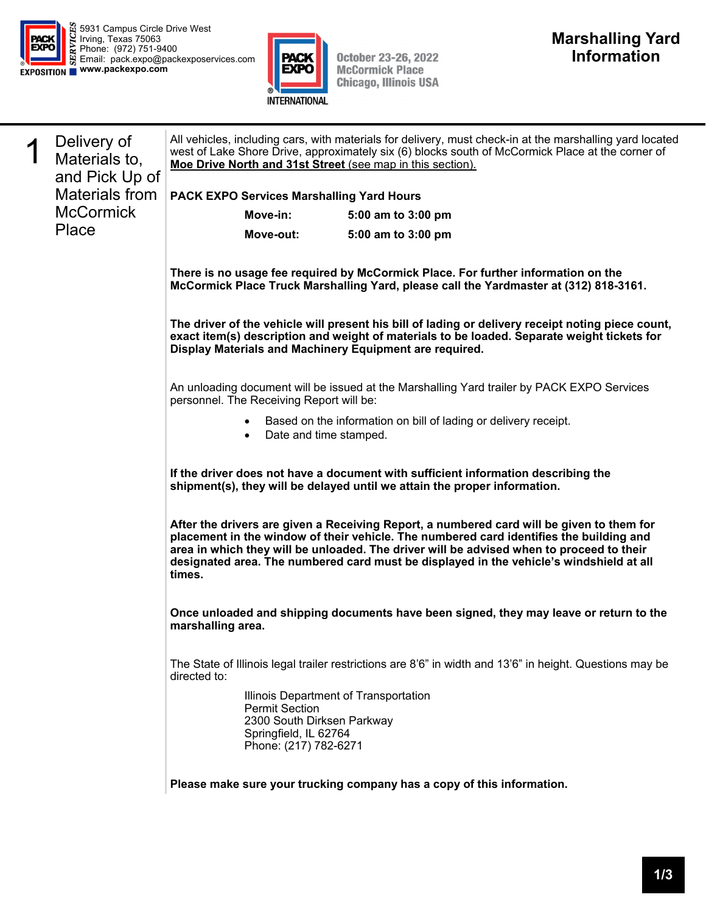5931 Campus Circle Drive West
Irving, Texas 75063
Phone: (972) 751-9400
Email: pack.expo@packexposervices.com
**www.packexpo.com**

October 23-26, 2022
McCormick Place
Chicago, Illinois USA

# Marshalling Yard Information

## 1 Delivery of Materials to, and Pick Up of Materials from McCormick Place

All vehicles, including cars, with materials for delivery, must check-in at the marshalling yard located west of Lake Shore Drive, approximately six (6) blocks south of McCormick Place at the corner of **Moe Drive North and 31st Street** (see map in this section).

**PACK EXPO Services Marshalling Yard Hours**

| | |
|---|---|
| **Move-in:** | **5:00 am to 3:00 pm** |
| **Move-out:** | **5:00 am to 3:00 pm** |

**There is no usage fee required by McCormick Place. For further information on the McCormick Place Truck Marshalling Yard, please call the Yardmaster at (312) 818-3161.**

**The driver of the vehicle will present his bill of lading or delivery receipt noting piece count, exact item(s) description and weight of materials to be loaded. Separate weight tickets for Display Materials and Machinery Equipment are required.**

An unloading document will be issued at the Marshalling Yard trailer by PACK EXPO Services personnel. The Receiving Report will be:

- Based on the information on bill of lading or delivery receipt.
- Date and time stamped.

**If the driver does not have a document with sufficient information describing the shipment(s), they will be delayed until we attain the proper information.**

**After the drivers are given a Receiving Report, a numbered card will be given to them for placement in the window of their vehicle. The numbered card identifies the building and area in which they will be unloaded. The driver will be advised when to proceed to their designated area. The numbered card must be displayed in the vehicle's windshield at all times.**

**Once unloaded and shipping documents have been signed, they may leave or return to the marshalling area.**

The State of Illinois legal trailer restrictions are 8'6" in width and 13'6" in height. Questions may be directed to:

Illinois Department of Transportation
Permit Section
2300 South Dirksen Parkway
Springfield, IL 62764
Phone: (217) 782-6271

**Please make sure your trucking company has a copy of this information.**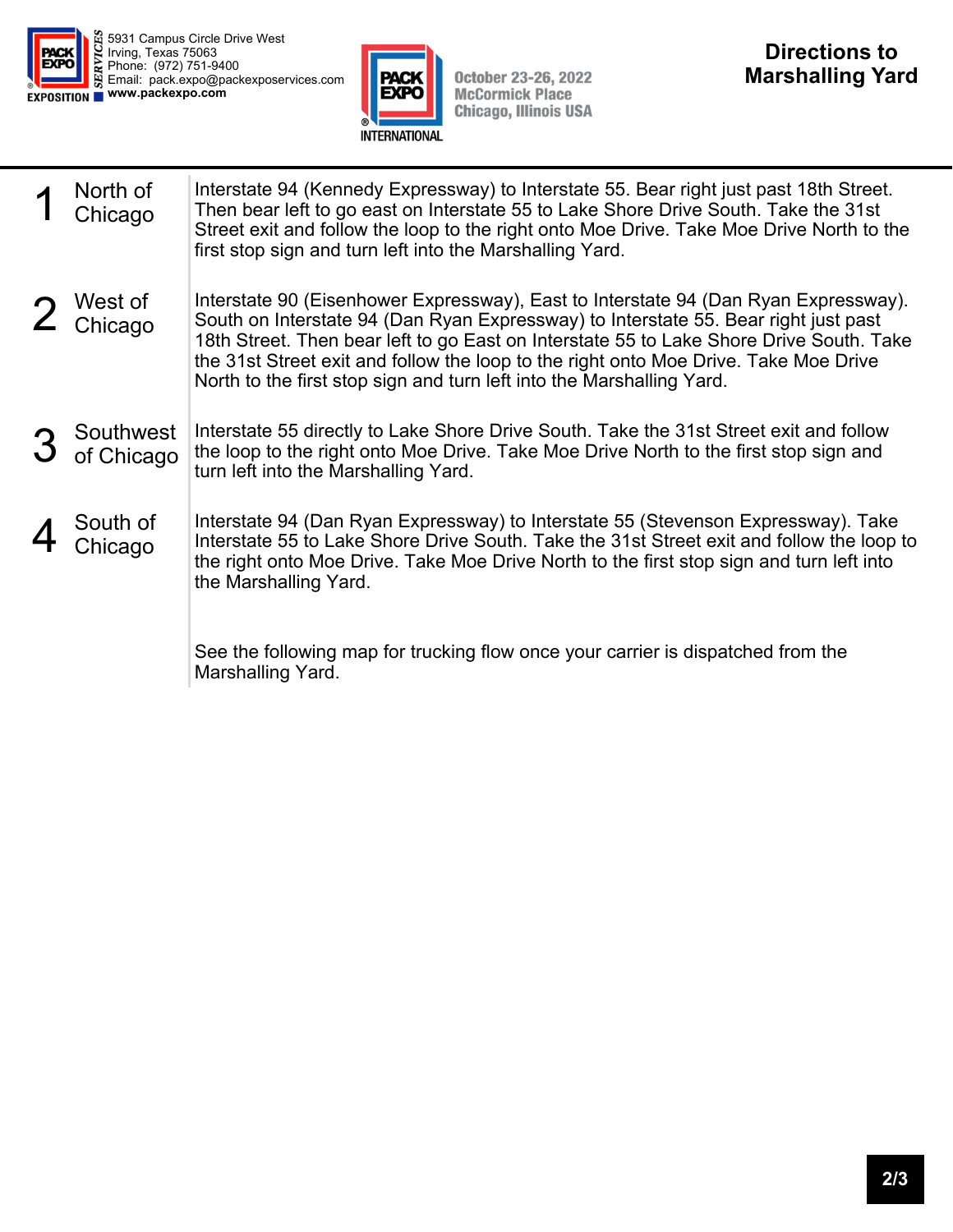5931 Campus Circle Drive West
Irving, Texas 75063
Phone: (972) 751-9400
Email: pack.expo@packexposervices.com
www.packexpo.com

October 23-26, 2022
McCormick Place
Chicago, Illinois USA

# Directions to Marshalling Yard

| | | |
|---|---|---|
| 1 | North of Chicago | Interstate 94 (Kennedy Expressway) to Interstate 55. Bear right just past 18th Street. Then bear left to go east on Interstate 55 to Lake Shore Drive South. Take the 31st Street exit and follow the loop to the right onto Moe Drive. Take Moe Drive North to the first stop sign and turn left into the Marshalling Yard. |
| 2 | West of Chicago | Interstate 90 (Eisenhower Expressway), East to Interstate 94 (Dan Ryan Expressway). South on Interstate 94 (Dan Ryan Expressway) to Interstate 55. Bear right just past 18th Street. Then bear left to go East on Interstate 55 to Lake Shore Drive South. Take the 31st Street exit and follow the loop to the right onto Moe Drive. Take Moe Drive North to the first stop sign and turn left into the Marshalling Yard. |
| 3 | Southwest of Chicago | Interstate 55 directly to Lake Shore Drive South. Take the 31st Street exit and follow the loop to the right onto Moe Drive. Take Moe Drive North to the first stop sign and turn left into the Marshalling Yard. |
| 4 | South of Chicago | Interstate 94 (Dan Ryan Expressway) to Interstate 55 (Stevenson Expressway). Take Interstate 55 to Lake Shore Drive South. Take the 31st Street exit and follow the loop to the right onto Moe Drive. Take Moe Drive North to the first stop sign and turn left into the Marshalling Yard. |

See the following map for trucking flow once your carrier is dispatched from the Marshalling Yard.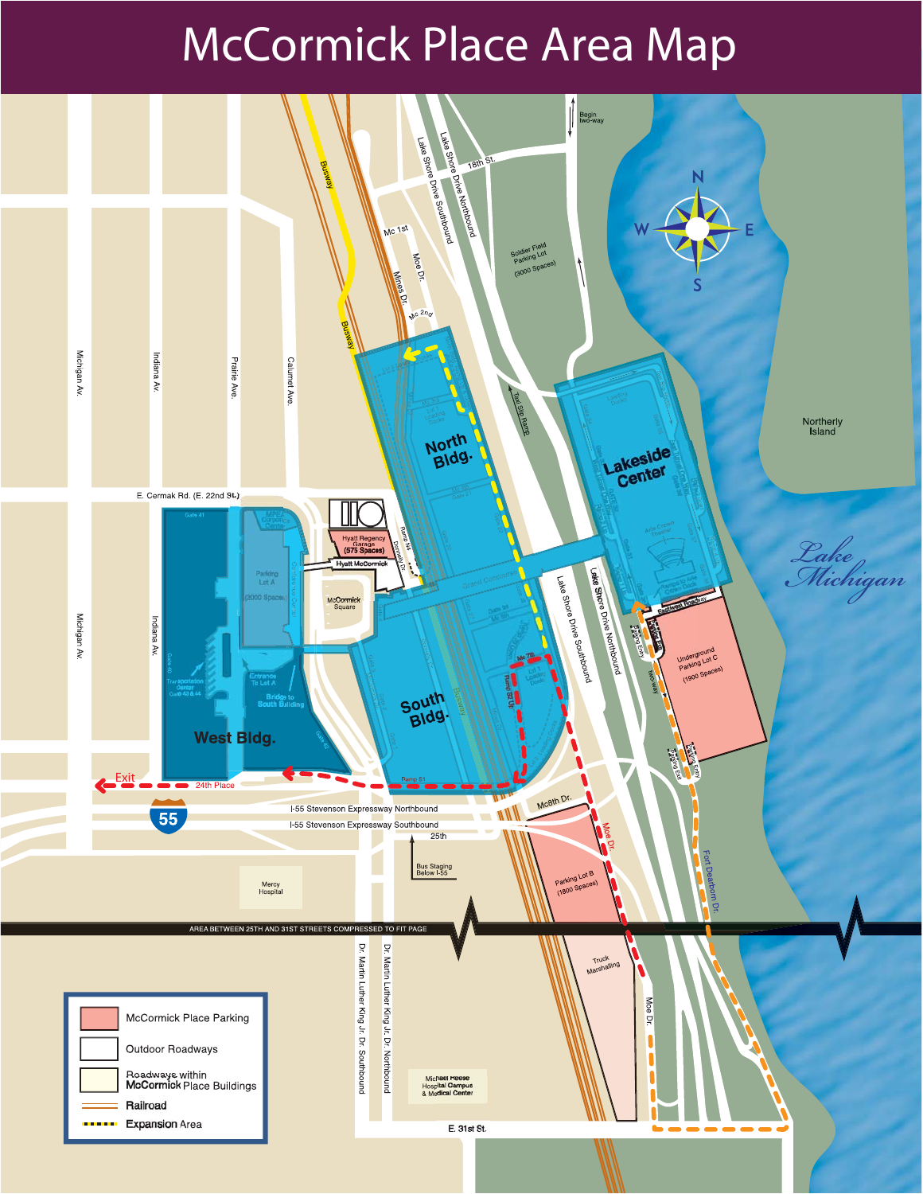# McCormick Place Area Map

| Legend |
| --- |
| McCormick Place Parking |
| Outdoor Roadways |
| Roadways within McCormick Place Buildings |
| Railroad |
| Expansion Area |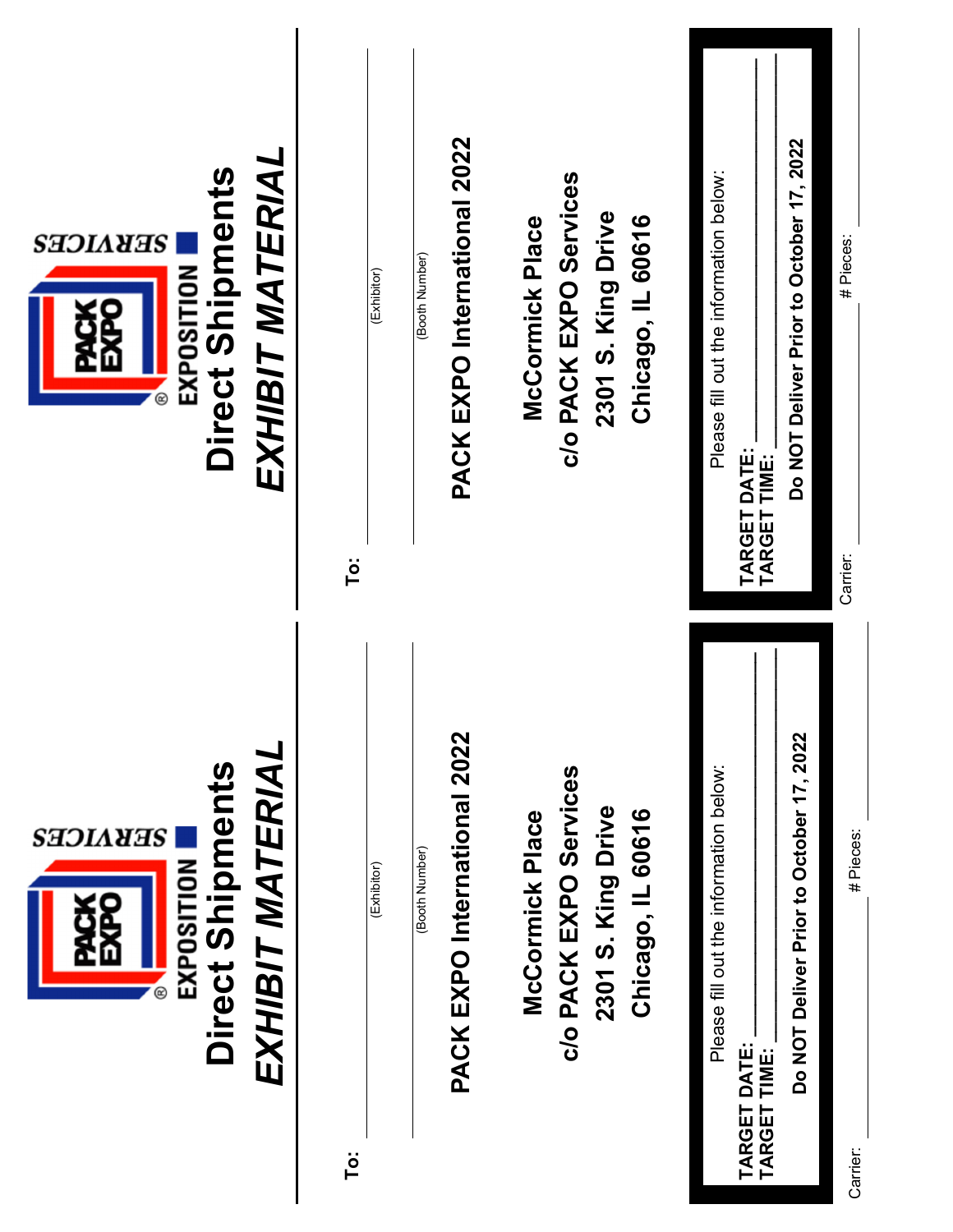PACK EXPO ® EXPOSITION SERVICES

# Direct Shipments

## *EXHIBIT MATERIAL*

**To:** ______________________________
(Exhibitor)

______________________________
(Booth Number)

**PACK EXPO International 2022**

**McCormick Place**
**c/o PACK EXPO Services**
**2301 S. King Drive**
**Chicago, IL 60616**

Please fill out the information below:

**TARGET DATE:** ______________________
**TARGET TIME:** ______________________

**Do NOT Deliver Prior to October 17, 2022**

Carrier: ______________ # Pieces: ______________

---

PACK EXPO ® EXPOSITION SERVICES

# Direct Shipments

## *EXHIBIT MATERIAL*

**To:** ______________________________
(Exhibitor)

______________________________
(Booth Number)

**PACK EXPO International 2022**

**McCormick Place**
**c/o PACK EXPO Services**
**2301 S. King Drive**
**Chicago, IL 60616**

Please fill out the information below:

**TARGET DATE:** ______________________
**TARGET TIME:** ______________________

**Do NOT Deliver Prior to October 17, 2022**

Carrier: ______________ # Pieces: ______________